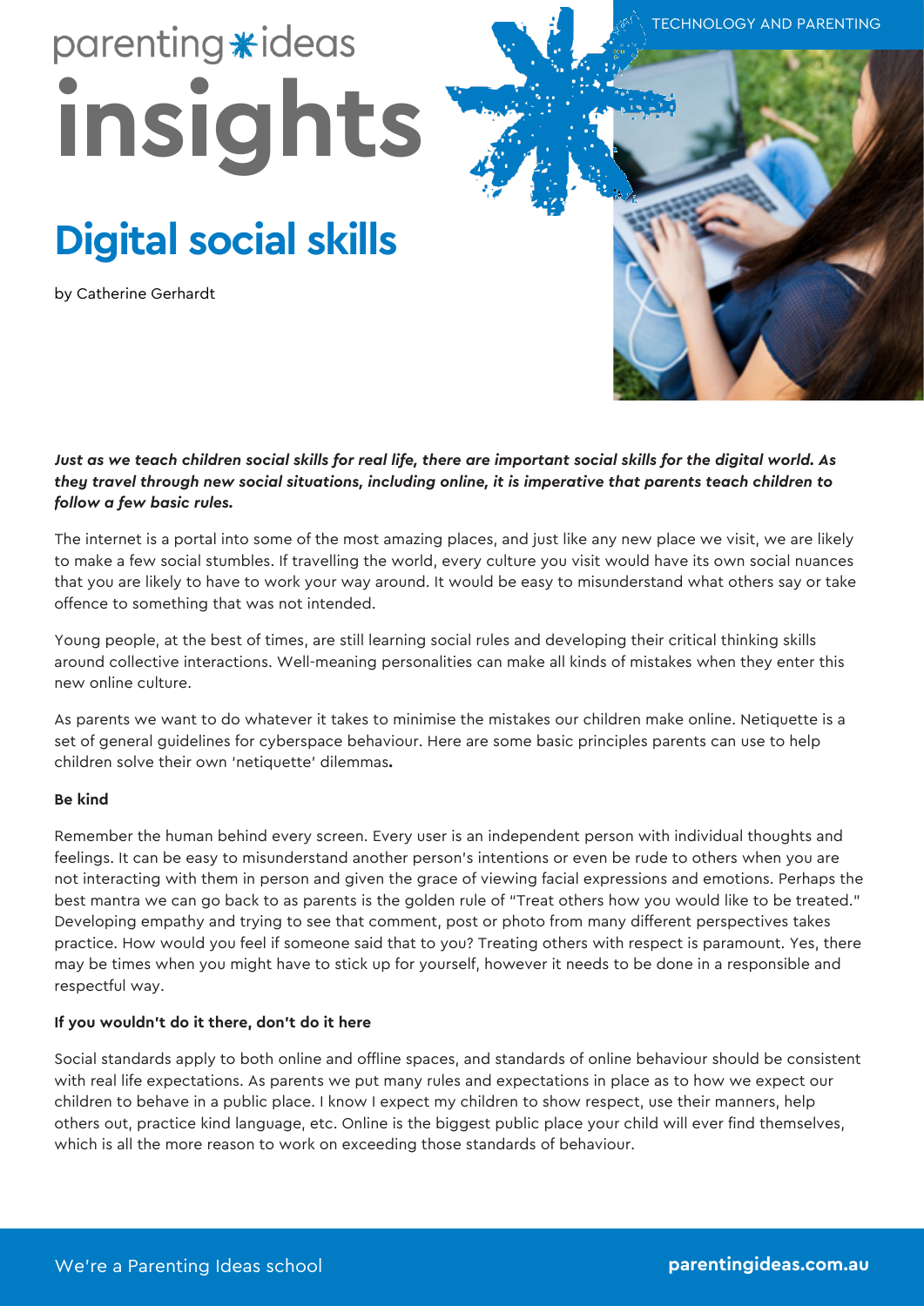TECHNOLOGY AND PARENTING

parenting ideas

# insights

## Digital social skills

by Catherine Gerhardt

***Just as we teach children social skills for real life, there are important social skills for the digital world. As they travel through new social situations, including online, it is imperative that parents teach children to follow a few basic rules.***

The internet is a portal into some of the most amazing places, and just like any new place we visit, we are likely to make a few social stumbles. If travelling the world, every culture you visit would have its own social nuances that you are likely to have to work your way around. It would be easy to misunderstand what others say or take offence to something that was not intended.

Young people, at the best of times, are still learning social rules and developing their critical thinking skills around collective interactions. Well-meaning personalities can make all kinds of mistakes when they enter this new online culture.

As parents we want to do whatever it takes to minimise the mistakes our children make online. Netiquette is a set of general guidelines for cyberspace behaviour. Here are some basic principles parents can use to help children solve their own 'netiquette' dilemmas.

**Be kind**

Remember the human behind every screen. Every user is an independent person with individual thoughts and feelings. It can be easy to misunderstand another person's intentions or even be rude to others when you are not interacting with them in person and given the grace of viewing facial expressions and emotions. Perhaps the best mantra we can go back to as parents is the golden rule of "Treat others how you would like to be treated." Developing empathy and trying to see that comment, post or photo from many different perspectives takes practice. How would you feel if someone said that to you? Treating others with respect is paramount. Yes, there may be times when you might have to stick up for yourself, however it needs to be done in a responsible and respectful way.

**If you wouldn't do it there, don't do it here**

Social standards apply to both online and offline spaces, and standards of online behaviour should be consistent with real life expectations. As parents we put many rules and expectations in place as to how we expect our children to behave in a public place. I know I expect my children to show respect, use their manners, help others out, practice kind language, etc. Online is the biggest public place your child will ever find themselves, which is all the more reason to work on exceeding those standards of behaviour.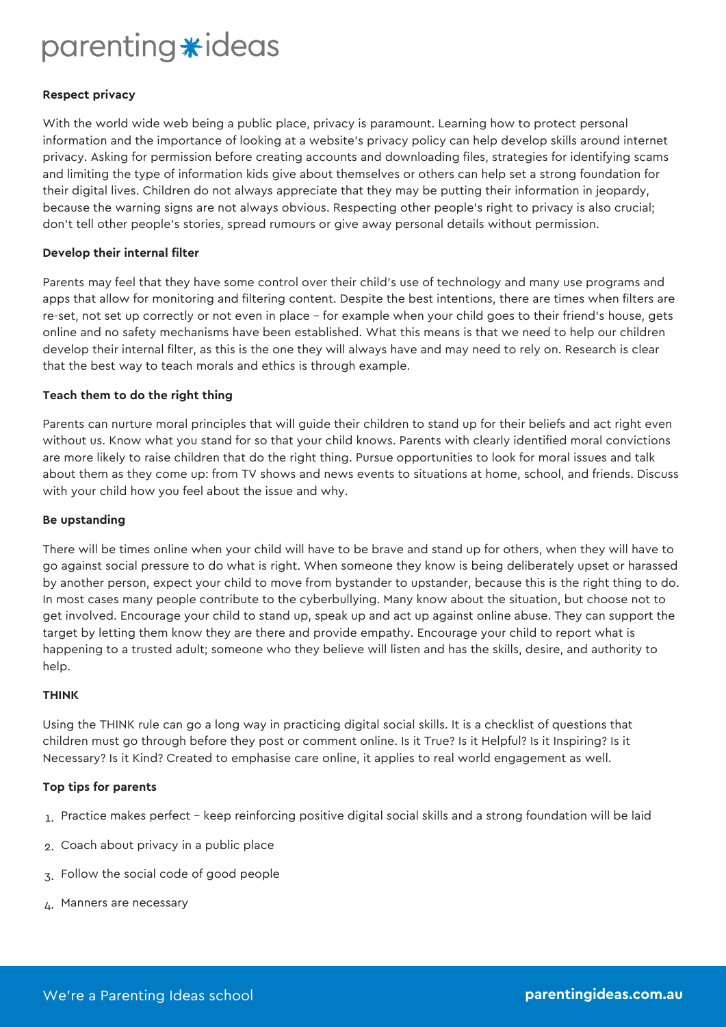**Respect privacy**

With the world wide web being a public place, privacy is paramount. Learning how to protect personal information and the importance of looking at a website's privacy policy can help develop skills around internet privacy. Asking for permission before creating accounts and downloading files, strategies for identifying scams and limiting the type of information kids give about themselves or others can help set a strong foundation for their digital lives. Children do not always appreciate that they may be putting their information in jeopardy, because the warning signs are not always obvious. Respecting other people's right to privacy is also crucial; don't tell other people's stories, spread rumours or give away personal details without permission.

**Develop their internal filter**

Parents may feel that they have some control over their child's use of technology and many use programs and apps that allow for monitoring and filtering content. Despite the best intentions, there are times when filters are re-set, not set up correctly or not even in place – for example when your child goes to their friend's house, gets online and no safety mechanisms have been established. What this means is that we need to help our children develop their internal filter, as this is the one they will always have and may need to rely on. Research is clear that the best way to teach morals and ethics is through example.

**Teach them to do the right thing**

Parents can nurture moral principles that will guide their children to stand up for their beliefs and act right even without us. Know what you stand for so that your child knows. Parents with clearly identified moral convictions are more likely to raise children that do the right thing. Pursue opportunities to look for moral issues and talk about them as they come up: from TV shows and news events to situations at home, school, and friends. Discuss with your child how you feel about the issue and why.

**Be upstanding**

There will be times online when your child will have to be brave and stand up for others, when they will have to go against social pressure to do what is right. When someone they know is being deliberately upset or harassed by another person, expect your child to move from bystander to upstander, because this is the right thing to do. In most cases many people contribute to the cyberbullying. Many know about the situation, but choose not to get involved. Encourage your child to stand up, speak up and act up against online abuse. They can support the target by letting them know they are there and provide empathy. Encourage your child to report what is happening to a trusted adult; someone who they believe will listen and has the skills, desire, and authority to help.

**THINK**

Using the THINK rule can go a long way in practicing digital social skills. It is a checklist of questions that children must go through before they post or comment online. Is it True? Is it Helpful? Is it Inspiring? Is it Necessary? Is it Kind? Created to emphasise care online, it applies to real world engagement as well.

**Top tips for parents**

1. Practice makes perfect – keep reinforcing positive digital social skills and a strong foundation will be laid
2. Coach about privacy in a public place
3. Follow the social code of good people
4. Manners are necessary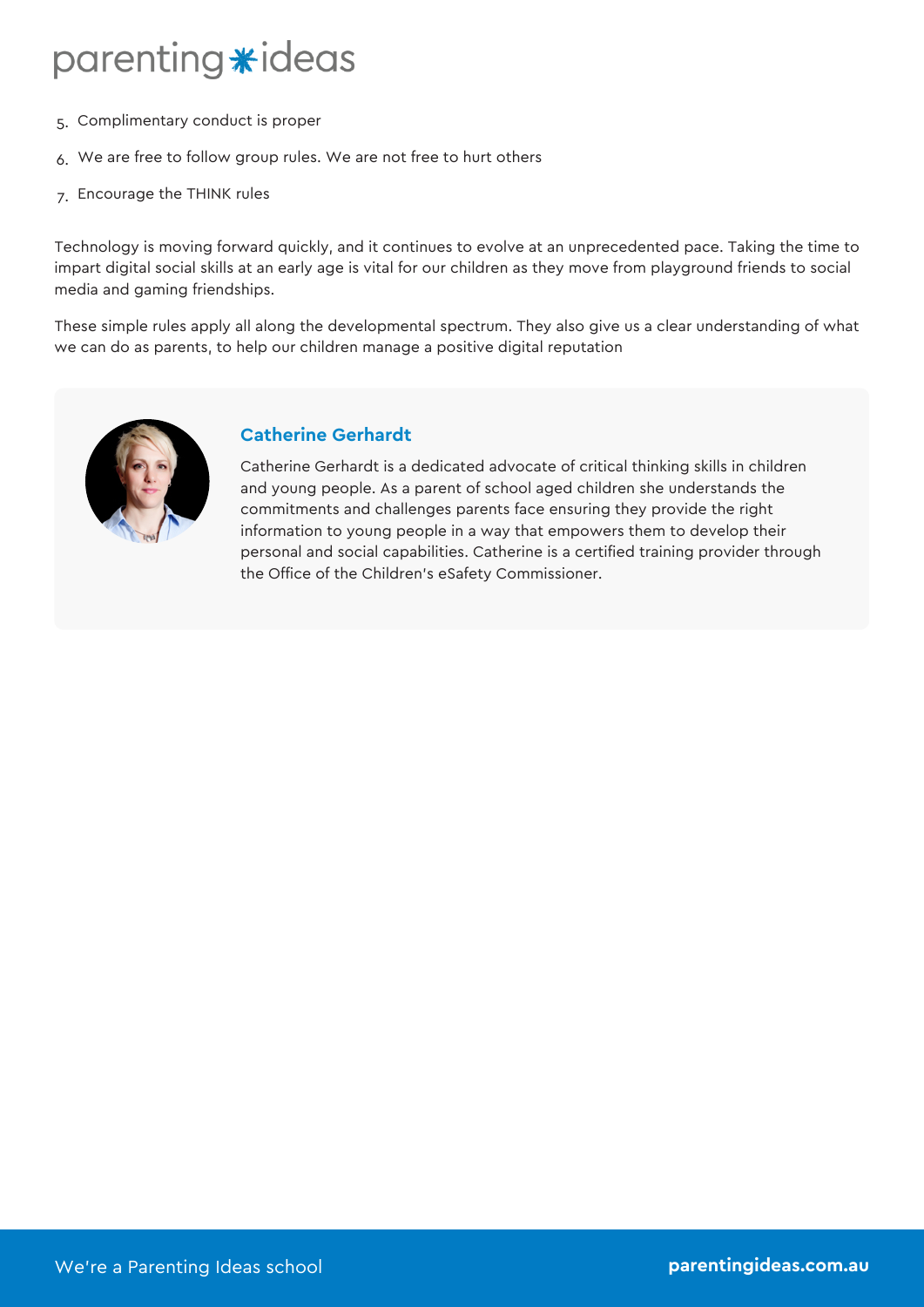5. Complimentary conduct is proper
6. We are free to follow group rules. We are not free to hurt others
7. Encourage the THINK rules

Technology is moving forward quickly, and it continues to evolve at an unprecedented pace. Taking the time to impart digital social skills at an early age is vital for our children as they move from playground friends to social media and gaming friendships.

These simple rules apply all along the developmental spectrum. They also give us a clear understanding of what we can do as parents, to help our children manage a positive digital reputation

**Catherine Gerhardt**

Catherine Gerhardt is a dedicated advocate of critical thinking skills in children and young people. As a parent of school aged children she understands the commitments and challenges parents face ensuring they provide the right information to young people in a way that empowers them to develop their personal and social capabilities. Catherine is a certified training provider through the Office of the Children's eSafety Commissioner.